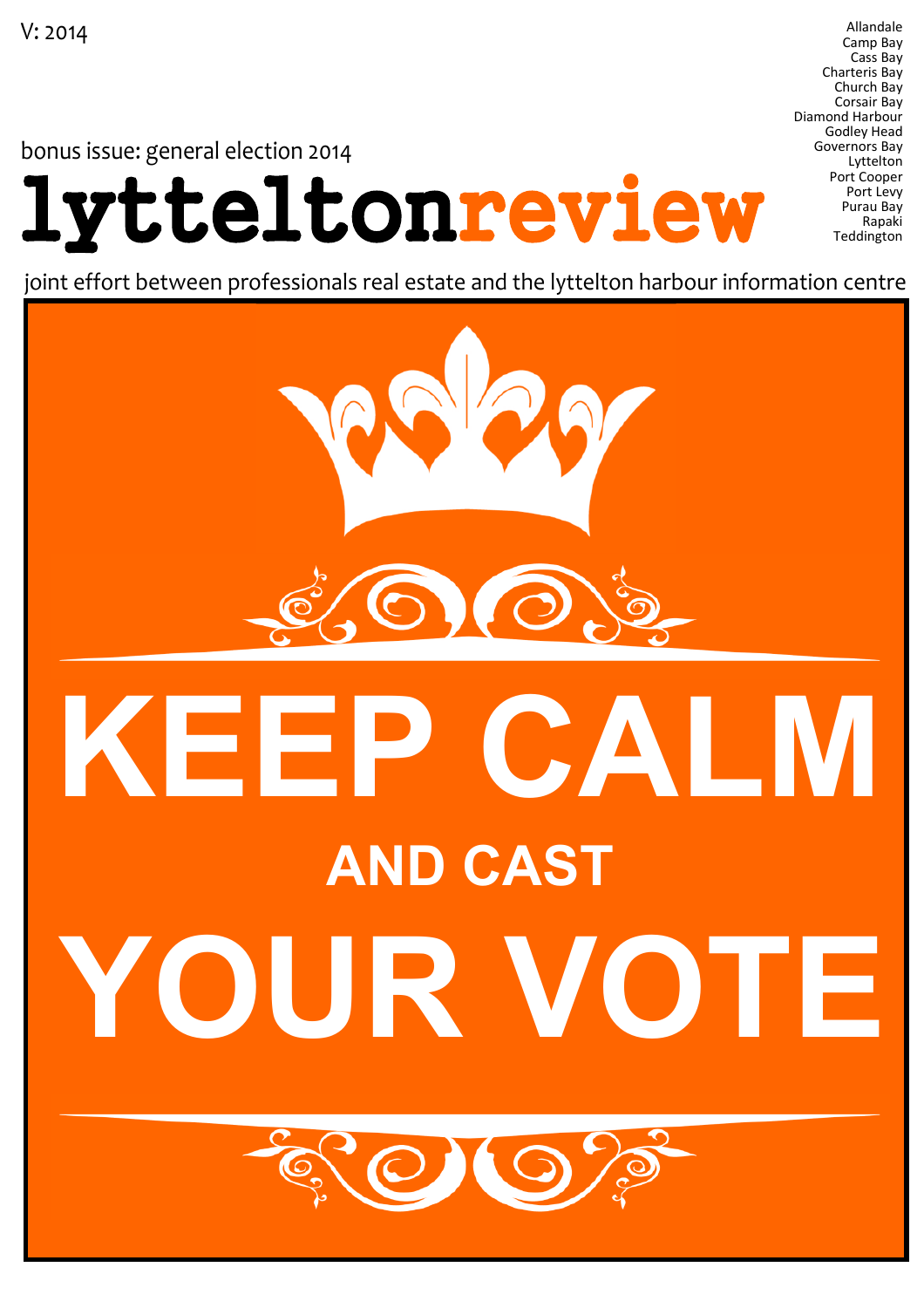V: 2014

Allandale
Camp Bay
Cass Bay
Charteris Bay
Church Bay
Corsair Bay
Diamond Harbour
Godley Head
Governors Bay
Lyttelton
Port Cooper
Port Levy
Purau Bay
Rapaki
Teddington

bonus issue: general election 2014

# lytteltonreview

joint effort between professionals real estate and the lyttelton harbour information centre

# KEEP CALM

## AND CAST

# YOUR VOTE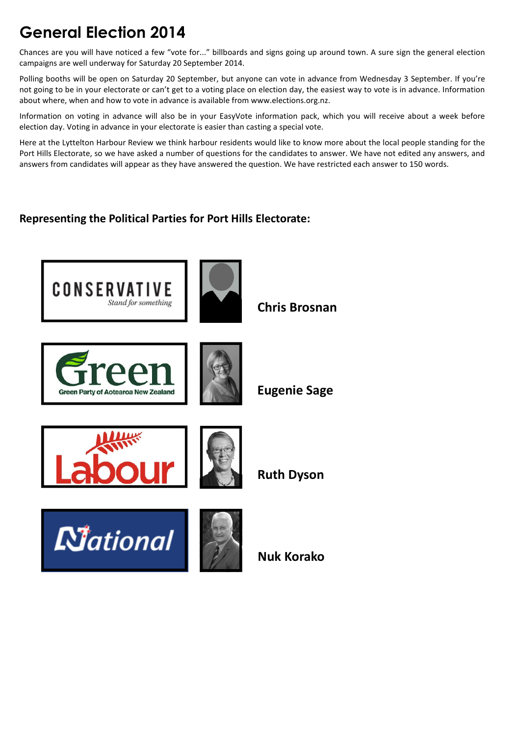# General Election 2014

Chances are you will have noticed a few "vote for..." billboards and signs going up around town. A sure sign the general election campaigns are well underway for Saturday 20 September 2014.

Polling booths will be open on Saturday 20 September, but anyone can vote in advance from Wednesday 3 September. If you're not going to be in your electorate or can't get to a voting place on election day, the easiest way to vote is in advance. Information about where, when and how to vote in advance is available from www.elections.org.nz.

Information on voting in advance will also be in your EasyVote information pack, which you will receive about a week before election day. Voting in advance in your electorate is easier than casting a special vote.

Here at the Lyttelton Harbour Review we think harbour residents would like to know more about the local people standing for the Port Hills Electorate, so we have asked a number of questions for the candidates to answer. We have not edited any answers, and answers from candidates will appear as they have answered the question. We have restricted each answer to 150 words.

### Representing the Political Parties for Port Hills Electorate:

CONSERVATIVE *Stand for something* — **Chris Brosnan**

Green — Green Party of Aotearoa New Zealand — **Eugenie Sage**

Labour — **Ruth Dyson**

National — **Nuk Korako**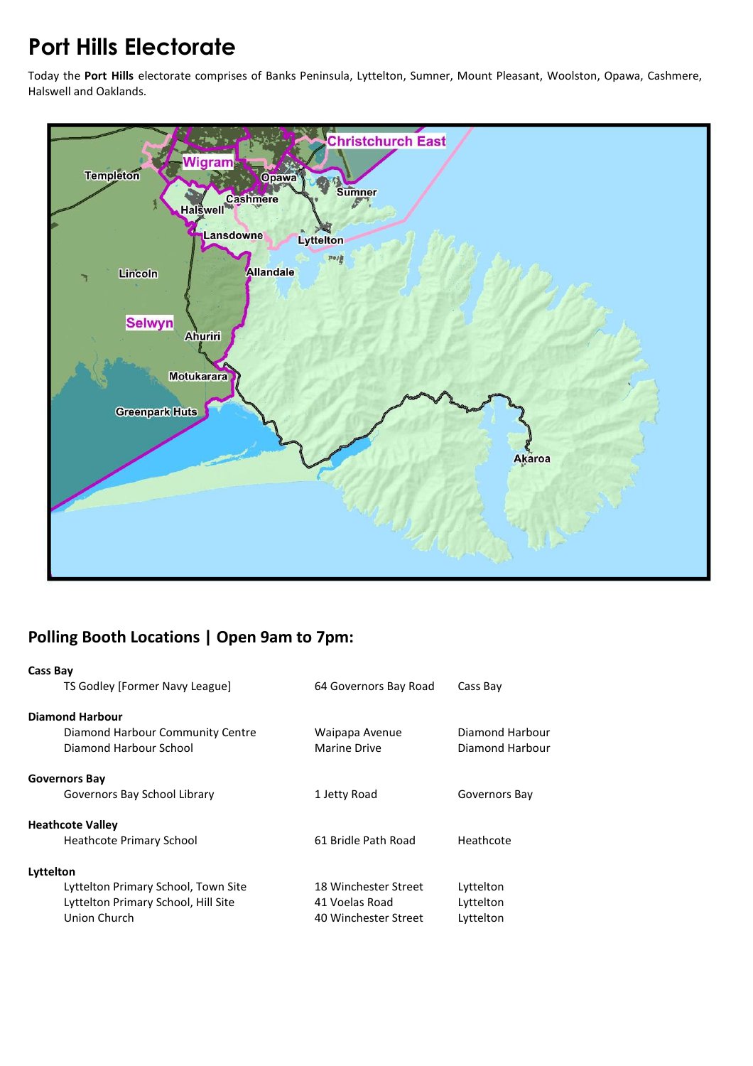# Port Hills Electorate

Today the **Port Hills** electorate comprises of Banks Peninsula, Lyttelton, Sumner, Mount Pleasant, Woolston, Opawa, Cashmere, Halswell and Oaklands.

## Polling Booth Locations | Open 9am to 7pm:

**Cass Bay**

| | | |
|---|---|---|
| TS Godley [Former Navy League] | 64 Governors Bay Road | Cass Bay |

**Diamond Harbour**

| | | |
|---|---|---|
| Diamond Harbour Community Centre | Waipapa Avenue | Diamond Harbour |
| Diamond Harbour School | Marine Drive | Diamond Harbour |

**Governors Bay**

| | | |
|---|---|---|
| Governors Bay School Library | 1 Jetty Road | Governors Bay |

**Heathcote Valley**

| | | |
|---|---|---|
| Heathcote Primary School | 61 Bridle Path Road | Heathcote |

**Lyttelton**

| | | |
|---|---|---|
| Lyttelton Primary School, Town Site | 18 Winchester Street | Lyttelton |
| Lyttelton Primary School, Hill Site | 41 Voelas Road | Lyttelton |
| Union Church | 40 Winchester Street | Lyttelton |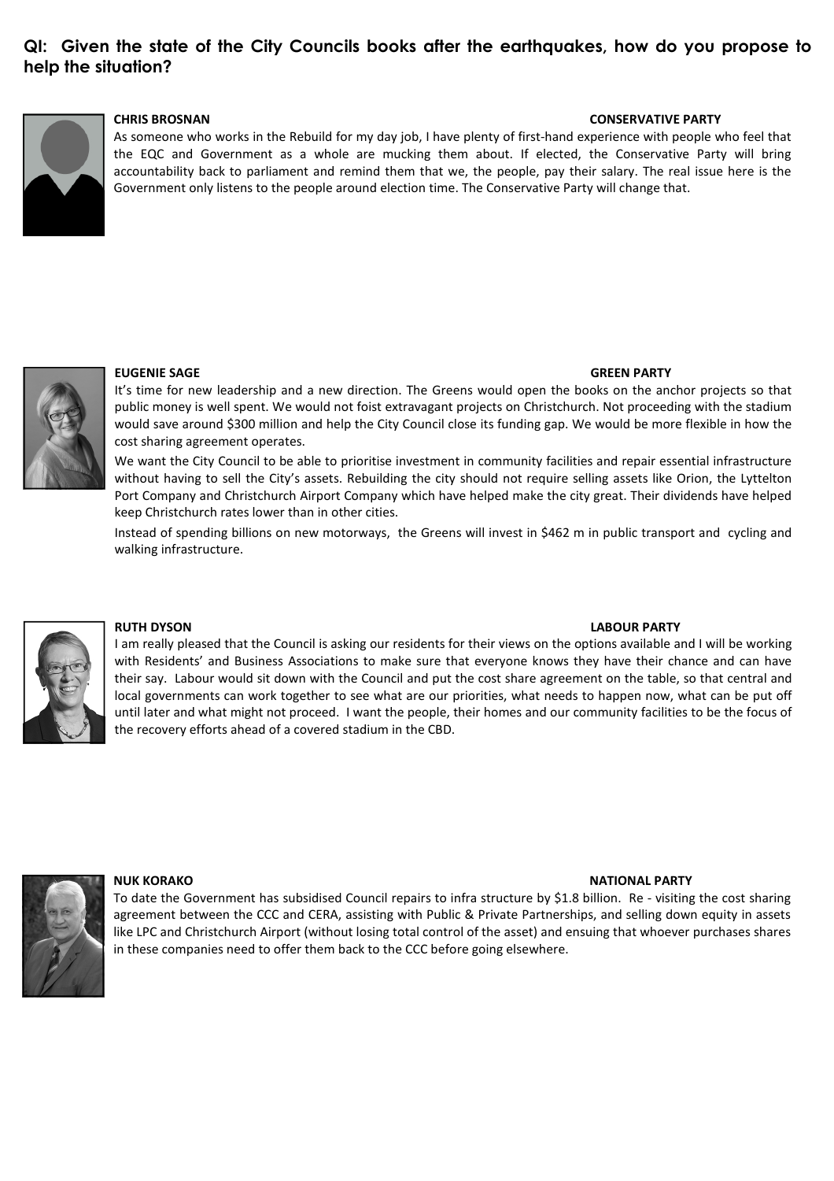## QI: Given the state of the City Councils books after the earthquakes, how do you propose to help the situation?

**CHRIS BROSNAN** **CONSERVATIVE PARTY**

As someone who works in the Rebuild for my day job, I have plenty of first-hand experience with people who feel that the EQC and Government as a whole are mucking them about. If elected, the Conservative Party will bring accountability back to parliament and remind them that we, the people, pay their salary. The real issue here is the Government only listens to the people around election time. The Conservative Party will change that.

**EUGENIE SAGE** **GREEN PARTY**

It's time for new leadership and a new direction. The Greens would open the books on the anchor projects so that public money is well spent. We would not foist extravagant projects on Christchurch. Not proceeding with the stadium would save around $300 million and help the City Council close its funding gap. We would be more flexible in how the cost sharing agreement operates.

We want the City Council to be able to prioritise investment in community facilities and repair essential infrastructure without having to sell the City's assets. Rebuilding the city should not require selling assets like Orion, the Lyttelton Port Company and Christchurch Airport Company which have helped make the city great. Their dividends have helped keep Christchurch rates lower than in other cities.

Instead of spending billions on new motorways, the Greens will invest in $462 m in public transport and cycling and walking infrastructure.

**RUTH DYSON** **LABOUR PARTY**

I am really pleased that the Council is asking our residents for their views on the options available and I will be working with Residents' and Business Associations to make sure that everyone knows they have their chance and can have their say. Labour would sit down with the Council and put the cost share agreement on the table, so that central and local governments can work together to see what are our priorities, what needs to happen now, what can be put off until later and what might not proceed. I want the people, their homes and our community facilities to be the focus of the recovery efforts ahead of a covered stadium in the CBD.

**NUK KORAKO** **NATIONAL PARTY**

To date the Government has subsidised Council repairs to infra structure by $1.8 billion. Re - visiting the cost sharing agreement between the CCC and CERA, assisting with Public & Private Partnerships, and selling down equity in assets like LPC and Christchurch Airport (without losing total control of the asset) and ensuing that whoever purchases shares in these companies need to offer them back to the CCC before going elsewhere.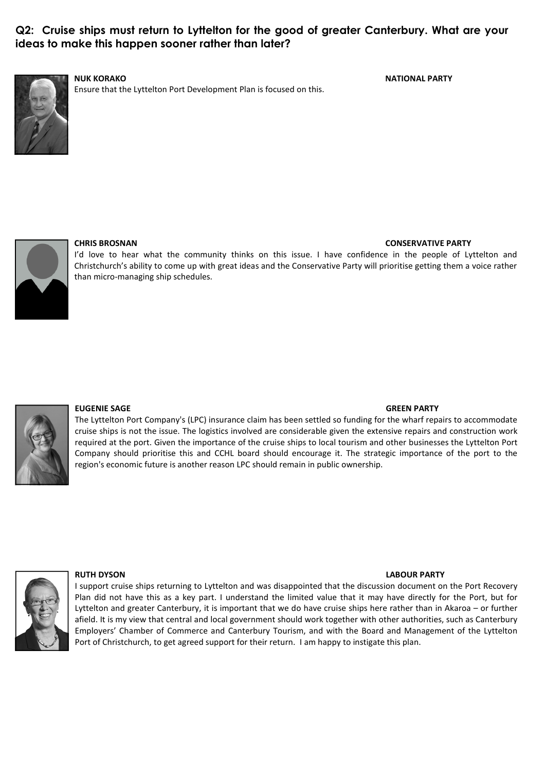## Q2: Cruise ships must return to Lyttelton for the good of greater Canterbury. What are your ideas to make this happen sooner rather than later?

**NUK KORAKO** **NATIONAL PARTY**

Ensure that the Lyttelton Port Development Plan is focused on this.

**CHRIS BROSNAN** **CONSERVATIVE PARTY**

I'd love to hear what the community thinks on this issue. I have confidence in the people of Lyttelton and Christchurch's ability to come up with great ideas and the Conservative Party will prioritise getting them a voice rather than micro-managing ship schedules.

**EUGENIE SAGE** **GREEN PARTY**

The Lyttelton Port Company's (LPC) insurance claim has been settled so funding for the wharf repairs to accommodate cruise ships is not the issue. The logistics involved are considerable given the extensive repairs and construction work required at the port. Given the importance of the cruise ships to local tourism and other businesses the Lyttelton Port Company should prioritise this and CCHL board should encourage it. The strategic importance of the port to the region's economic future is another reason LPC should remain in public ownership.

**RUTH DYSON** **LABOUR PARTY**

I support cruise ships returning to Lyttelton and was disappointed that the discussion document on the Port Recovery Plan did not have this as a key part. I understand the limited value that it may have directly for the Port, but for Lyttelton and greater Canterbury, it is important that we do have cruise ships here rather than in Akaroa – or further afield. It is my view that central and local government should work together with other authorities, such as Canterbury Employers' Chamber of Commerce and Canterbury Tourism, and with the Board and Management of the Lyttelton Port of Christchurch, to get agreed support for their return. I am happy to instigate this plan.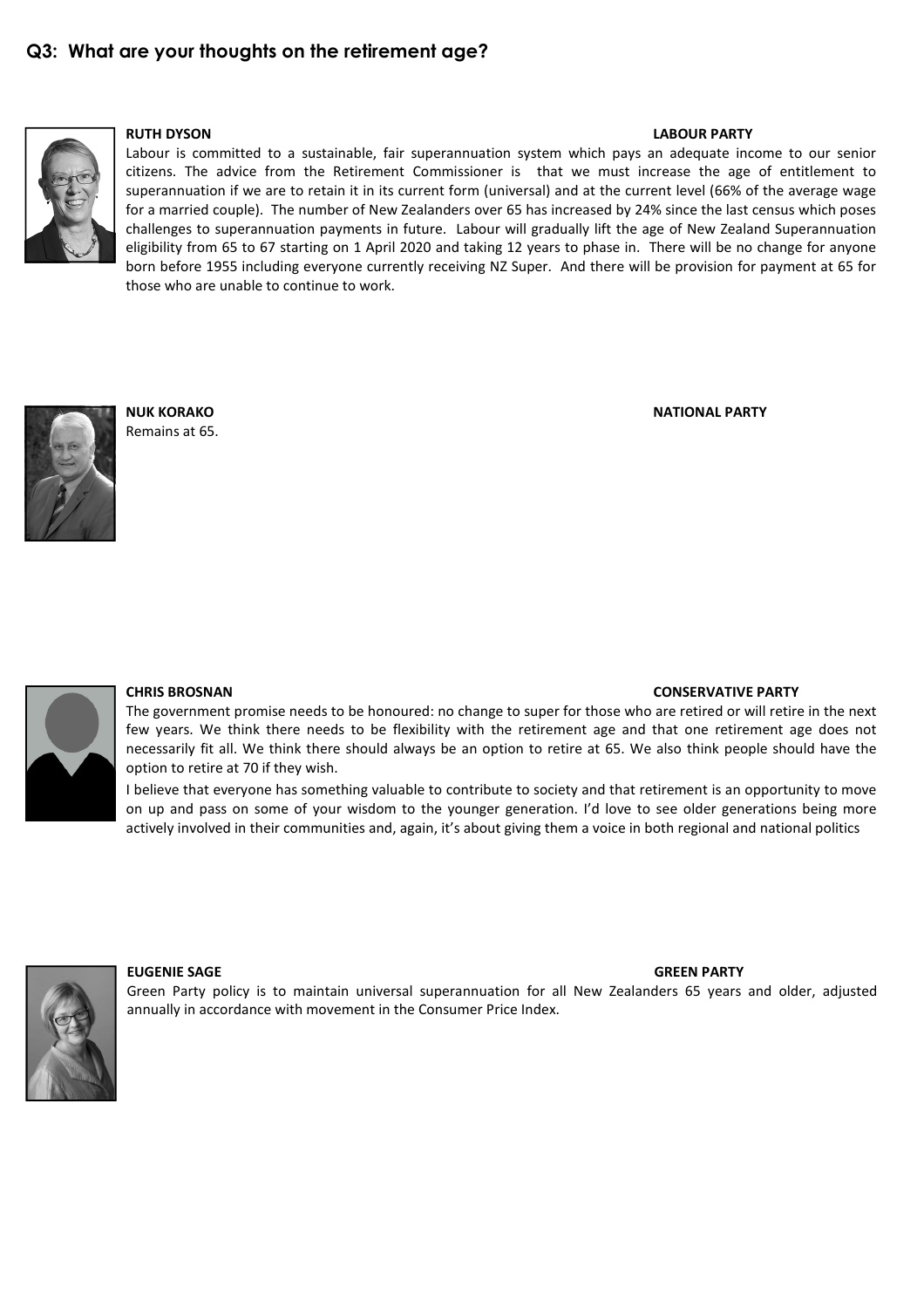## Q3: What are your thoughts on the retirement age?

**RUTH DYSON** **LABOUR PARTY**

Labour is committed to a sustainable, fair superannuation system which pays an adequate income to our senior citizens. The advice from the Retirement Commissioner is that we must increase the age of entitlement to superannuation if we are to retain it in its current form (universal) and at the current level (66% of the average wage for a married couple). The number of New Zealanders over 65 has increased by 24% since the last census which poses challenges to superannuation payments in future. Labour will gradually lift the age of New Zealand Superannuation eligibility from 65 to 67 starting on 1 April 2020 and taking 12 years to phase in. There will be no change for anyone born before 1955 including everyone currently receiving NZ Super. And there will be provision for payment at 65 for those who are unable to continue to work.

**NUK KORAKO** **NATIONAL PARTY**

Remains at 65.

**CHRIS BROSNAN** **CONSERVATIVE PARTY**

The government promise needs to be honoured: no change to super for those who are retired or will retire in the next few years. We think there needs to be flexibility with the retirement age and that one retirement age does not necessarily fit all. We think there should always be an option to retire at 65. We also think people should have the option to retire at 70 if they wish.

I believe that everyone has something valuable to contribute to society and that retirement is an opportunity to move on up and pass on some of your wisdom to the younger generation. I'd love to see older generations being more actively involved in their communities and, again, it's about giving them a voice in both regional and national politics

**EUGENIE SAGE** **GREEN PARTY**

Green Party policy is to maintain universal superannuation for all New Zealanders 65 years and older, adjusted annually in accordance with movement in the Consumer Price Index.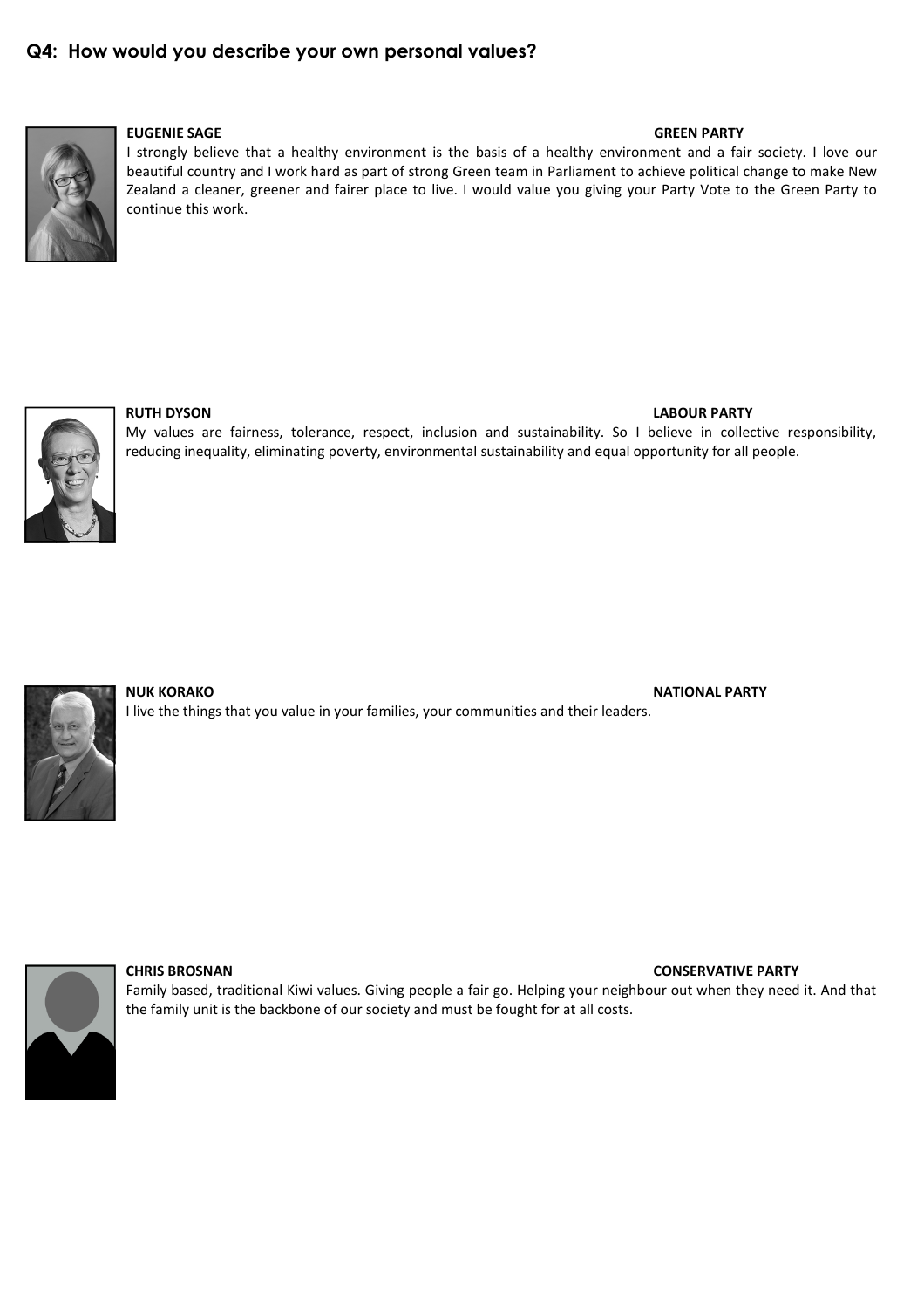## Q4: How would you describe your own personal values?

**EUGENIE SAGE** **GREEN PARTY**

I strongly believe that a healthy environment is the basis of a healthy environment and a fair society. I love our beautiful country and I work hard as part of strong Green team in Parliament to achieve political change to make New Zealand a cleaner, greener and fairer place to live. I would value you giving your Party Vote to the Green Party to continue this work.

**RUTH DYSON** **LABOUR PARTY**

My values are fairness, tolerance, respect, inclusion and sustainability. So I believe in collective responsibility, reducing inequality, eliminating poverty, environmental sustainability and equal opportunity for all people.

**NUK KORAKO** **NATIONAL PARTY**

I live the things that you value in your families, your communities and their leaders.

**CHRIS BROSNAN** **CONSERVATIVE PARTY**

Family based, traditional Kiwi values. Giving people a fair go. Helping your neighbour out when they need it. And that the family unit is the backbone of our society and must be fought for at all costs.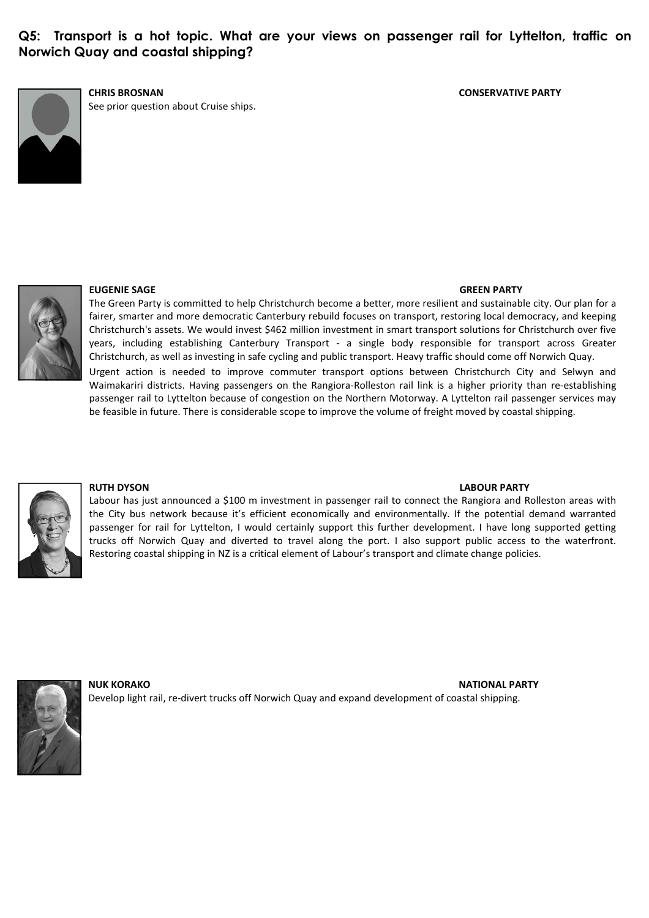**Q5: Transport is a hot topic. What are your views on passenger rail for Lyttelton, traffic on Norwich Quay and coastal shipping?**

**CHRIS BROSNAN** — **CONSERVATIVE PARTY**

See prior question about Cruise ships.

**EUGENIE SAGE** — **GREEN PARTY**

The Green Party is committed to help Christchurch become a better, more resilient and sustainable city. Our plan for a fairer, smarter and more democratic Canterbury rebuild focuses on transport, restoring local democracy, and keeping Christchurch's assets. We would invest $462 million investment in smart transport solutions for Christchurch over five years, including establishing Canterbury Transport - a single body responsible for transport across Greater Christchurch, as well as investing in safe cycling and public transport. Heavy traffic should come off Norwich Quay.

Urgent action is needed to improve commuter transport options between Christchurch City and Selwyn and Waimakariri districts. Having passengers on the Rangiora-Rolleston rail link is a higher priority than re-establishing passenger rail to Lyttelton because of congestion on the Northern Motorway. A Lyttelton rail passenger services may be feasible in future. There is considerable scope to improve the volume of freight moved by coastal shipping.

**RUTH DYSON** — **LABOUR PARTY**

Labour has just announced a $100 m investment in passenger rail to connect the Rangiora and Rolleston areas with the City bus network because it's efficient economically and environmentally. If the potential demand warranted passenger for rail for Lyttelton, I would certainly support this further development. I have long supported getting trucks off Norwich Quay and diverted to travel along the port. I also support public access to the waterfront. Restoring coastal shipping in NZ is a critical element of Labour's transport and climate change policies.

**NUK KORAKO** — **NATIONAL PARTY**

Develop light rail, re-divert trucks off Norwich Quay and expand development of coastal shipping.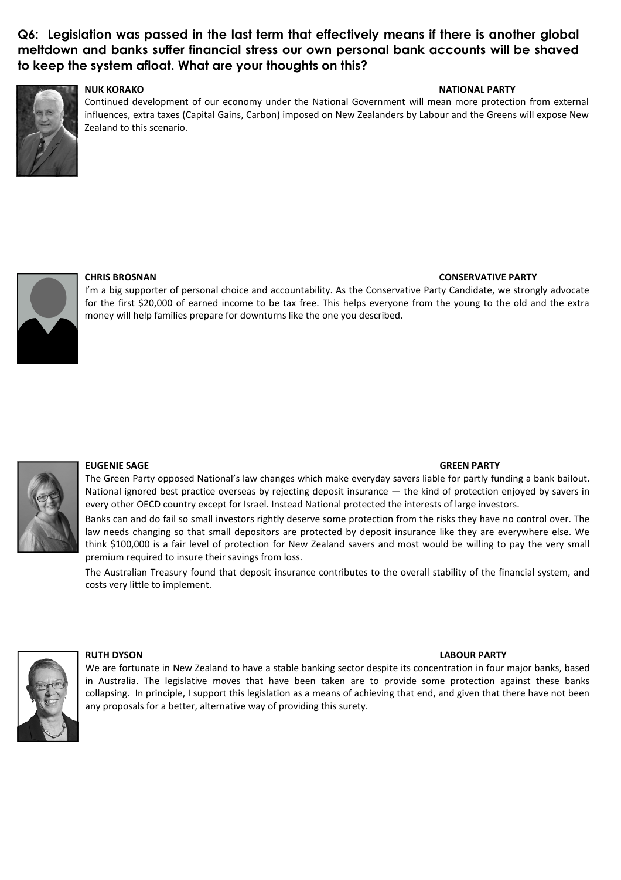## Q6: Legislation was passed in the last term that effectively means if there is another global meltdown and banks suffer financial stress our own personal bank accounts will be shaved to keep the system afloat. What are your thoughts on this?

**NUK KORAKO** — **NATIONAL PARTY**

Continued development of our economy under the National Government will mean more protection from external influences, extra taxes (Capital Gains, Carbon) imposed on New Zealanders by Labour and the Greens will expose New Zealand to this scenario.

**CHRIS BROSNAN** — **CONSERVATIVE PARTY**

I'm a big supporter of personal choice and accountability. As the Conservative Party Candidate, we strongly advocate for the first $20,000 of earned income to be tax free. This helps everyone from the young to the old and the extra money will help families prepare for downturns like the one you described.

**EUGENIE SAGE** — **GREEN PARTY**

The Green Party opposed National's law changes which make everyday savers liable for partly funding a bank bailout. National ignored best practice overseas by rejecting deposit insurance — the kind of protection enjoyed by savers in every other OECD country except for Israel. Instead National protected the interests of large investors.

Banks can and do fail so small investors rightly deserve some protection from the risks they have no control over. The law needs changing so that small depositors are protected by deposit insurance like they are everywhere else. We think $100,000 is a fair level of protection for New Zealand savers and most would be willing to pay the very small premium required to insure their savings from loss.

The Australian Treasury found that deposit insurance contributes to the overall stability of the financial system, and costs very little to implement.

**RUTH DYSON** — **LABOUR PARTY**

We are fortunate in New Zealand to have a stable banking sector despite its concentration in four major banks, based in Australia. The legislative moves that have been taken are to provide some protection against these banks collapsing. In principle, I support this legislation as a means of achieving that end, and given that there have not been any proposals for a better, alternative way of providing this surety.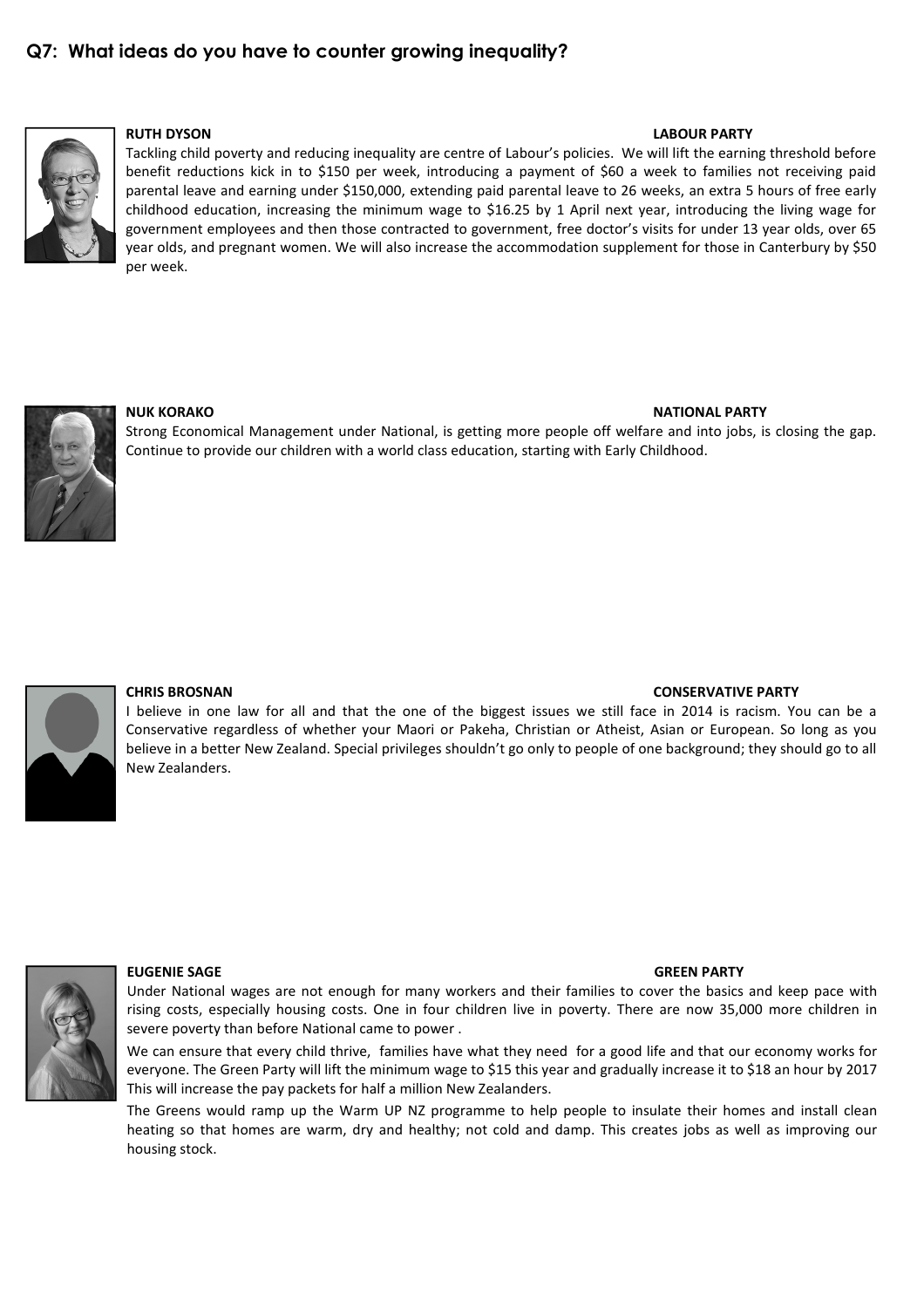## Q7: What ideas do you have to counter growing inequality?

**RUTH DYSON** **LABOUR PARTY**

Tackling child poverty and reducing inequality are centre of Labour's policies. We will lift the earning threshold before benefit reductions kick in to $150 per week, introducing a payment of $60 a week to families not receiving paid parental leave and earning under $150,000, extending paid parental leave to 26 weeks, an extra 5 hours of free early childhood education, increasing the minimum wage to $16.25 by 1 April next year, introducing the living wage for government employees and then those contracted to government, free doctor's visits for under 13 year olds, over 65 year olds, and pregnant women. We will also increase the accommodation supplement for those in Canterbury by $50 per week.

**NUK KORAKO** **NATIONAL PARTY**

Strong Economical Management under National, is getting more people off welfare and into jobs, is closing the gap. Continue to provide our children with a world class education, starting with Early Childhood.

**CHRIS BROSNAN** **CONSERVATIVE PARTY**

I believe in one law for all and that the one of the biggest issues we still face in 2014 is racism. You can be a Conservative regardless of whether your Maori or Pakeha, Christian or Atheist, Asian or European. So long as you believe in a better New Zealand. Special privileges shouldn't go only to people of one background; they should go to all New Zealanders.

**EUGENIE SAGE** **GREEN PARTY**

Under National wages are not enough for many workers and their families to cover the basics and keep pace with rising costs, especially housing costs. One in four children live in poverty. There are now 35,000 more children in severe poverty than before National came to power .

We can ensure that every child thrive, families have what they need for a good life and that our economy works for everyone. The Green Party will lift the minimum wage to $15 this year and gradually increase it to $18 an hour by 2017 This will increase the pay packets for half a million New Zealanders.

The Greens would ramp up the Warm UP NZ programme to help people to insulate their homes and install clean heating so that homes are warm, dry and healthy; not cold and damp. This creates jobs as well as improving our housing stock.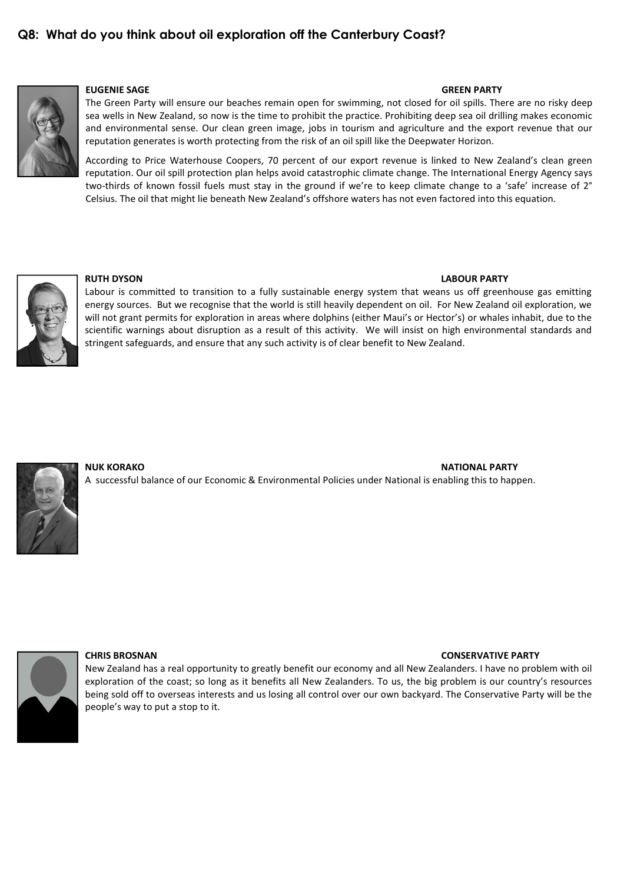## Q8: What do you think about oil exploration off the Canterbury Coast?

**EUGENIE SAGE** **GREEN PARTY**

The Green Party will ensure our beaches remain open for swimming, not closed for oil spills. There are no risky deep sea wells in New Zealand, so now is the time to prohibit the practice. Prohibiting deep sea oil drilling makes economic and environmental sense. Our clean green image, jobs in tourism and agriculture and the export revenue that our reputation generates is worth protecting from the risk of an oil spill like the Deepwater Horizon.

According to Price Waterhouse Coopers, 70 percent of our export revenue is linked to New Zealand's clean green reputation. Our oil spill protection plan helps avoid catastrophic climate change. The International Energy Agency says two-thirds of known fossil fuels must stay in the ground if we're to keep climate change to a 'safe' increase of 2° Celsius. The oil that might lie beneath New Zealand's offshore waters has not even factored into this equation.

**RUTH DYSON** **LABOUR PARTY**

Labour is committed to transition to a fully sustainable energy system that weans us off greenhouse gas emitting energy sources. But we recognise that the world is still heavily dependent on oil. For New Zealand oil exploration, we will not grant permits for exploration in areas where dolphins (either Maui's or Hector's) or whales inhabit, due to the scientific warnings about disruption as a result of this activity. We will insist on high environmental standards and stringent safeguards, and ensure that any such activity is of clear benefit to New Zealand.

**NUK KORAKO** **NATIONAL PARTY**

A successful balance of our Economic & Environmental Policies under National is enabling this to happen.

**CHRIS BROSNAN** **CONSERVATIVE PARTY**

New Zealand has a real opportunity to greatly benefit our economy and all New Zealanders. I have no problem with oil exploration of the coast; so long as it benefits all New Zealanders. To us, the big problem is our country's resources being sold off to overseas interests and us losing all control over our own backyard. The Conservative Party will be the people's way to put a stop to it.